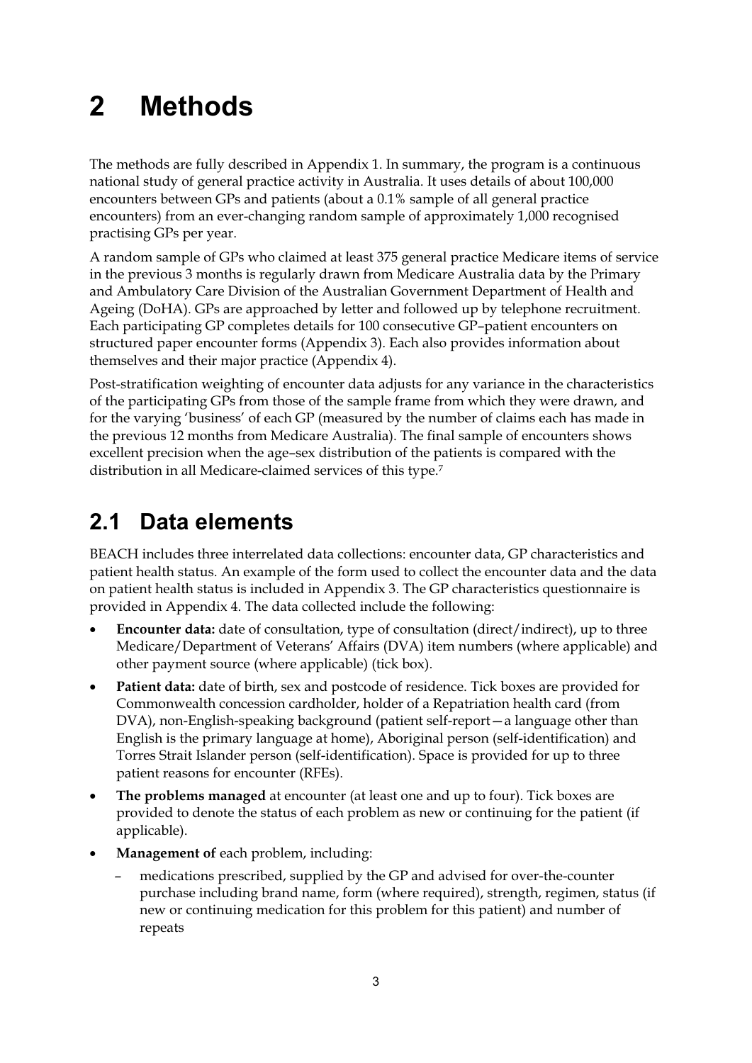# 2 Methods

The methods are fully described in Appendix 1. In summary, the program is a continuous national study of general practice activity in Australia. It uses details of about 100,000 encounters between GPs and patients (about a 0.1% sample of all general practice encounters) from an ever-changing random sample of approximately 1,000 recognised practising GPs per year.

A random sample of GPs who claimed at least 375 general practice Medicare items of service in the previous 3 months is regularly drawn from Medicare Australia data by the Primary and Ambulatory Care Division of the Australian Government Department of Health and Ageing (DoHA). GPs are approached by letter and followed up by telephone recruitment. Each participating GP completes details for 100 consecutive GP–patient encounters on structured paper encounter forms (Appendix 3). Each also provides information about themselves and their major practice (Appendix 4).

Post-stratification weighting of encounter data adjusts for any variance in the characteristics of the participating GPs from those of the sample frame from which they were drawn, and for the varying 'business' of each GP (measured by the number of claims each has made in the previous 12 months from Medicare Australia). The final sample of encounters shows excellent precision when the age–sex distribution of the patients is compared with the distribution in all Medicare-claimed services of this type.[7]

## 2.1 Data elements

BEACH includes three interrelated data collections: encounter data, GP characteristics and patient health status. An example of the form used to collect the encounter data and the data on patient health status is included in Appendix 3. The GP characteristics questionnaire is provided in Appendix 4. The data collected include the following:

- **Encounter data:** date of consultation, type of consultation (direct/indirect), up to three Medicare/Department of Veterans' Affairs (DVA) item numbers (where applicable) and other payment source (where applicable) (tick box).
- **Patient data:** date of birth, sex and postcode of residence. Tick boxes are provided for Commonwealth concession cardholder, holder of a Repatriation health card (from DVA), non-English-speaking background (patient self-report—a language other than English is the primary language at home), Aboriginal person (self-identification) and Torres Strait Islander person (self-identification). Space is provided for up to three patient reasons for encounter (RFEs).
- **The problems managed** at encounter (at least one and up to four). Tick boxes are provided to denote the status of each problem as new or continuing for the patient (if applicable).
- **Management of** each problem, including:
  - medications prescribed, supplied by the GP and advised for over-the-counter purchase including brand name, form (where required), strength, regimen, status (if new or continuing medication for this problem for this patient) and number of repeats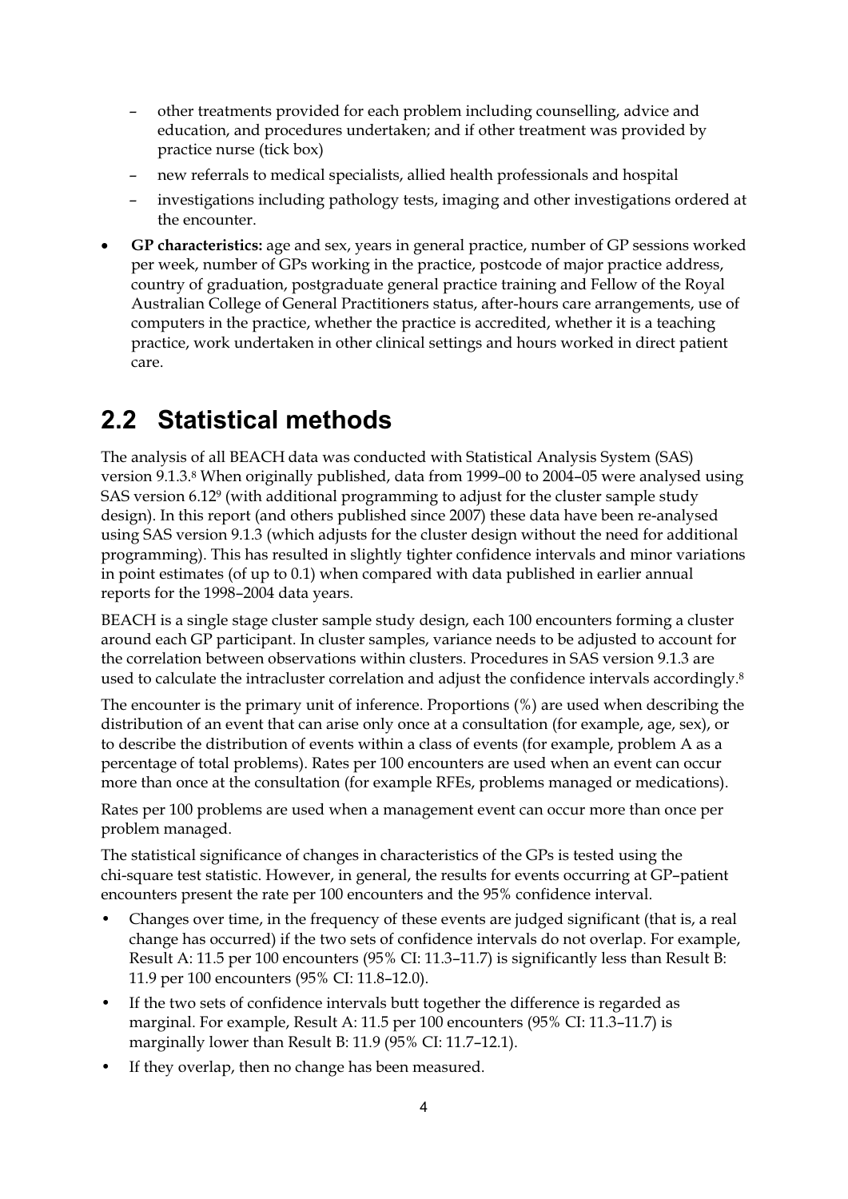- other treatments provided for each problem including counselling, advice and education, and procedures undertaken; and if other treatment was provided by practice nurse (tick box)
  - new referrals to medical specialists, allied health professionals and hospital
  - investigations including pathology tests, imaging and other investigations ordered at the encounter.
- **GP characteristics:** age and sex, years in general practice, number of GP sessions worked per week, number of GPs working in the practice, postcode of major practice address, country of graduation, postgraduate general practice training and Fellow of the Royal Australian College of General Practitioners status, after-hours care arrangements, use of computers in the practice, whether the practice is accredited, whether it is a teaching practice, work undertaken in other clinical settings and hours worked in direct patient care.

## 2.2 Statistical methods

The analysis of all BEACH data was conducted with Statistical Analysis System (SAS) version 9.1.3.[8] When originally published, data from 1999–00 to 2004–05 were analysed using SAS version 6.12[9] (with additional programming to adjust for the cluster sample study design). In this report (and others published since 2007) these data have been re-analysed using SAS version 9.1.3 (which adjusts for the cluster design without the need for additional programming). This has resulted in slightly tighter confidence intervals and minor variations in point estimates (of up to 0.1) when compared with data published in earlier annual reports for the 1998–2004 data years.

BEACH is a single stage cluster sample study design, each 100 encounters forming a cluster around each GP participant. In cluster samples, variance needs to be adjusted to account for the correlation between observations within clusters. Procedures in SAS version 9.1.3 are used to calculate the intracluster correlation and adjust the confidence intervals accordingly.[8]

The encounter is the primary unit of inference. Proportions (%) are used when describing the distribution of an event that can arise only once at a consultation (for example, age, sex), or to describe the distribution of events within a class of events (for example, problem A as a percentage of total problems). Rates per 100 encounters are used when an event can occur more than once at the consultation (for example RFEs, problems managed or medications).

Rates per 100 problems are used when a management event can occur more than once per problem managed.

The statistical significance of changes in characteristics of the GPs is tested using the chi-square test statistic. However, in general, the results for events occurring at GP–patient encounters present the rate per 100 encounters and the 95% confidence interval.

- Changes over time, in the frequency of these events are judged significant (that is, a real change has occurred) if the two sets of confidence intervals do not overlap. For example, Result A: 11.5 per 100 encounters (95% CI: 11.3–11.7) is significantly less than Result B: 11.9 per 100 encounters (95% CI: 11.8–12.0).
- If the two sets of confidence intervals butt together the difference is regarded as marginal. For example, Result A: 11.5 per 100 encounters (95% CI: 11.3–11.7) is marginally lower than Result B: 11.9 (95% CI: 11.7–12.1).
- If they overlap, then no change has been measured.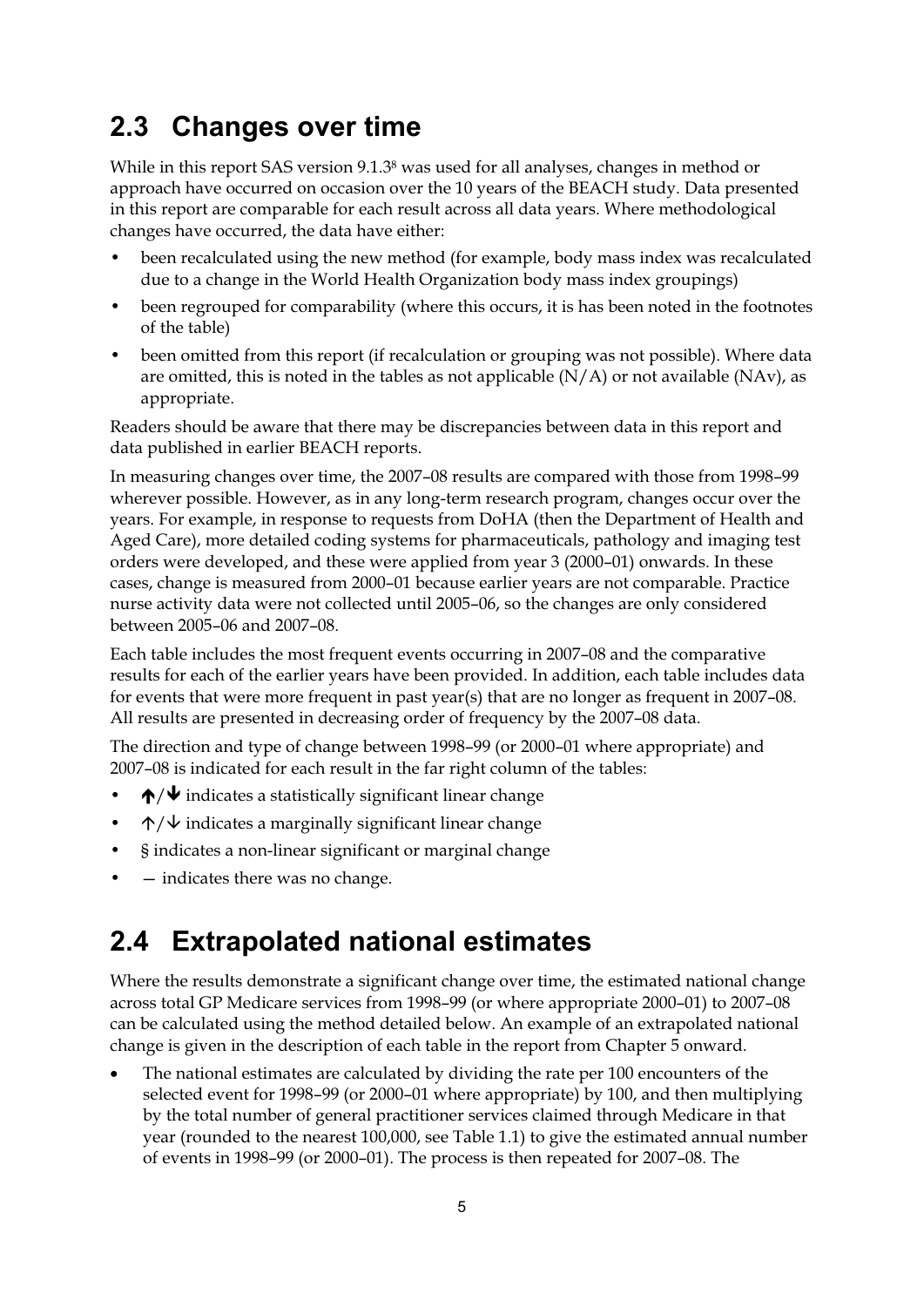## 2.3 Changes over time

While in this report SAS version 9.1.3[8] was used for all analyses, changes in method or approach have occurred on occasion over the 10 years of the BEACH study. Data presented in this report are comparable for each result across all data years. Where methodological changes have occurred, the data have either:

- been recalculated using the new method (for example, body mass index was recalculated due to a change in the World Health Organization body mass index groupings)
- been regrouped for comparability (where this occurs, it is has been noted in the footnotes of the table)
- been omitted from this report (if recalculation or grouping was not possible). Where data are omitted, this is noted in the tables as not applicable (N/A) or not available (NAv), as appropriate.

Readers should be aware that there may be discrepancies between data in this report and data published in earlier BEACH reports.

In measuring changes over time, the 2007–08 results are compared with those from 1998–99 wherever possible. However, as in any long-term research program, changes occur over the years. For example, in response to requests from DoHA (then the Department of Health and Aged Care), more detailed coding systems for pharmaceuticals, pathology and imaging test orders were developed, and these were applied from year 3 (2000–01) onwards. In these cases, change is measured from 2000–01 because earlier years are not comparable. Practice nurse activity data were not collected until 2005–06, so the changes are only considered between 2005–06 and 2007–08.

Each table includes the most frequent events occurring in 2007–08 and the comparative results for each of the earlier years have been provided. In addition, each table includes data for events that were more frequent in past year(s) that are no longer as frequent in 2007–08. All results are presented in decreasing order of frequency by the 2007–08 data.

The direction and type of change between 1998–99 (or 2000–01 where appropriate) and 2007–08 is indicated for each result in the far right column of the tables:

- **↑**/**↓** indicates a statistically significant linear change
- ↑/↓ indicates a marginally significant linear change
- § indicates a non-linear significant or marginal change
- — indicates there was no change.

## 2.4 Extrapolated national estimates

Where the results demonstrate a significant change over time, the estimated national change across total GP Medicare services from 1998–99 (or where appropriate 2000–01) to 2007–08 can be calculated using the method detailed below. An example of an extrapolated national change is given in the description of each table in the report from Chapter 5 onward.

- The national estimates are calculated by dividing the rate per 100 encounters of the selected event for 1998–99 (or 2000–01 where appropriate) by 100, and then multiplying by the total number of general practitioner services claimed through Medicare in that year (rounded to the nearest 100,000, see Table 1.1) to give the estimated annual number of events in 1998–99 (or 2000–01). The process is then repeated for 2007–08. The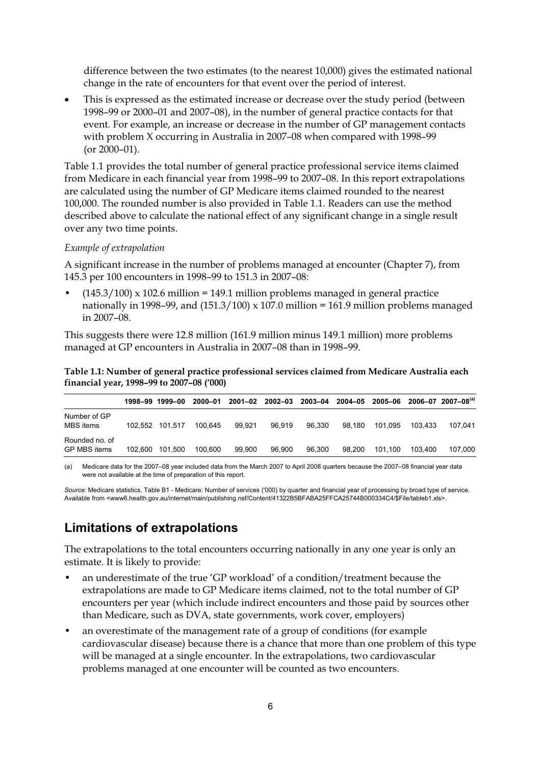difference between the two estimates (to the nearest 10,000) gives the estimated national change in the rate of encounters for that event over the period of interest.

- This is expressed as the estimated increase or decrease over the study period (between 1998–99 or 2000–01 and 2007–08), in the number of general practice contacts for that event. For example, an increase or decrease in the number of GP management contacts with problem X occurring in Australia in 2007–08 when compared with 1998–99 (or 2000–01).

Table 1.1 provides the total number of general practice professional service items claimed from Medicare in each financial year from 1998–99 to 2007–08. In this report extrapolations are calculated using the number of GP Medicare items claimed rounded to the nearest 100,000. The rounded number is also provided in Table 1.1. Readers can use the method described above to calculate the national effect of any significant change in a single result over any two time points.

*Example of extrapolation*

A significant increase in the number of problems managed at encounter (Chapter 7), from 145.3 per 100 encounters in 1998–99 to 151.3 in 2007–08:

- (145.3/100) x 102.6 million = 149.1 million problems managed in general practice nationally in 1998–99, and (151.3/100) x 107.0 million = 161.9 million problems managed in 2007–08.

This suggests there were 12.8 million (161.9 million minus 149.1 million) more problems managed at GP encounters in Australia in 2007–08 than in 1998–99.

**Table 1.1: Number of general practice professional services claimed from Medicare Australia each financial year, 1998–99 to 2007–08 ('000)**

| | 1998–99 | 1999–00 | 2000–01 | 2001–02 | 2002–03 | 2003–04 | 2004–05 | 2005–06 | 2006–07 | 2007–08[(a)] |
|---|---|---|---|---|---|---|---|---|---|---|
| Number of GP MBS items | 102,552 | 101,517 | 100,645 | 99,921 | 96,919 | 96,330 | 98,180 | 101,095 | 103,433 | 107,041 |
| Rounded no. of GP MBS items | 102,600 | 101,500 | 100,600 | 99,900 | 96,900 | 96,300 | 98,200 | 101,100 | 103,400 | 107,000 |

(a) Medicare data for the 2007–08 year included data from the March 2007 to April 2008 quarters because the 2007–08 financial year data were not available at the time of preparation of this report.

*Source:* Medicare statistics, Table B1 - Medicare: Number of services ('000) by quarter and financial year of processing by broad type of service. Available from <www6.health.gov.au/internet/main/publishing.nsf/Content/41322B5BFABA25FFCA25744B000334C4/$File/tableb1.xls>.

## Limitations of extrapolations

The extrapolations to the total encounters occurring nationally in any one year is only an estimate. It is likely to provide:

- an underestimate of the true 'GP workload' of a condition/treatment because the extrapolations are made to GP Medicare items claimed, not to the total number of GP encounters per year (which include indirect encounters and those paid by sources other than Medicare, such as DVA, state governments, work cover, employers)
- an overestimate of the management rate of a group of conditions (for example cardiovascular disease) because there is a chance that more than one problem of this type will be managed at a single encounter. In the extrapolations, two cardiovascular problems managed at one encounter will be counted as two encounters.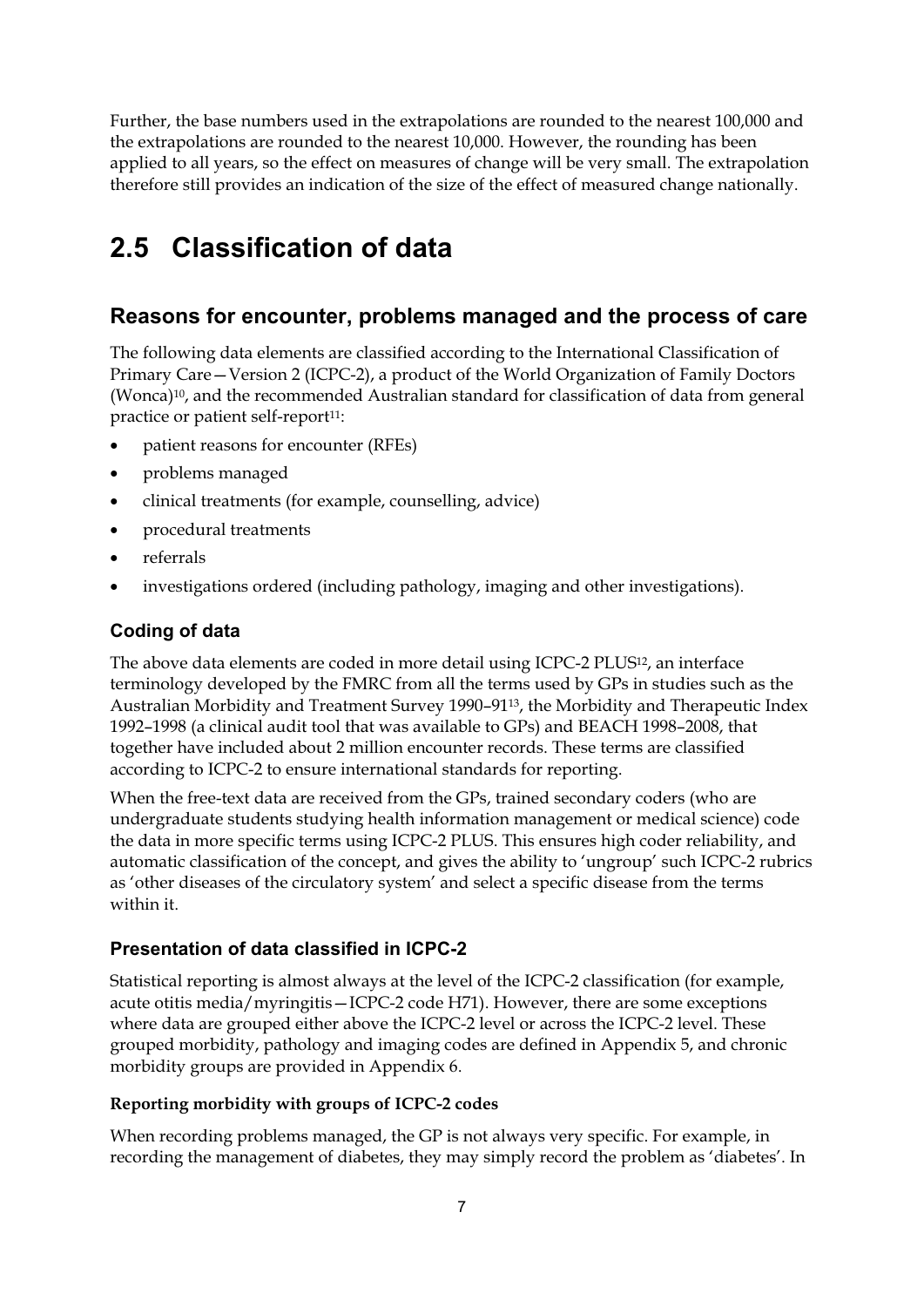Further, the base numbers used in the extrapolations are rounded to the nearest 100,000 and the extrapolations are rounded to the nearest 10,000. However, the rounding has been applied to all years, so the effect on measures of change will be very small. The extrapolation therefore still provides an indication of the size of the effect of measured change nationally.

# 2.5 Classification of data

## Reasons for encounter, problems managed and the process of care

The following data elements are classified according to the International Classification of Primary Care—Version 2 (ICPC-2), a product of the World Organization of Family Doctors (Wonca)[10], and the recommended Australian standard for classification of data from general practice or patient self-report[11]:

- patient reasons for encounter (RFEs)
- problems managed
- clinical treatments (for example, counselling, advice)
- procedural treatments
- referrals
- investigations ordered (including pathology, imaging and other investigations).

### Coding of data

The above data elements are coded in more detail using ICPC-2 PLUS[12], an interface terminology developed by the FMRC from all the terms used by GPs in studies such as the Australian Morbidity and Treatment Survey 1990–91[13], the Morbidity and Therapeutic Index 1992–1998 (a clinical audit tool that was available to GPs) and BEACH 1998–2008, that together have included about 2 million encounter records. These terms are classified according to ICPC-2 to ensure international standards for reporting.

When the free-text data are received from the GPs, trained secondary coders (who are undergraduate students studying health information management or medical science) code the data in more specific terms using ICPC-2 PLUS. This ensures high coder reliability, and automatic classification of the concept, and gives the ability to 'ungroup' such ICPC-2 rubrics as 'other diseases of the circulatory system' and select a specific disease from the terms within it.

### Presentation of data classified in ICPC-2

Statistical reporting is almost always at the level of the ICPC-2 classification (for example, acute otitis media/myringitis—ICPC-2 code H71). However, there are some exceptions where data are grouped either above the ICPC-2 level or across the ICPC-2 level. These grouped morbidity, pathology and imaging codes are defined in Appendix 5, and chronic morbidity groups are provided in Appendix 6.

#### Reporting morbidity with groups of ICPC-2 codes

When recording problems managed, the GP is not always very specific. For example, in recording the management of diabetes, they may simply record the problem as 'diabetes'. In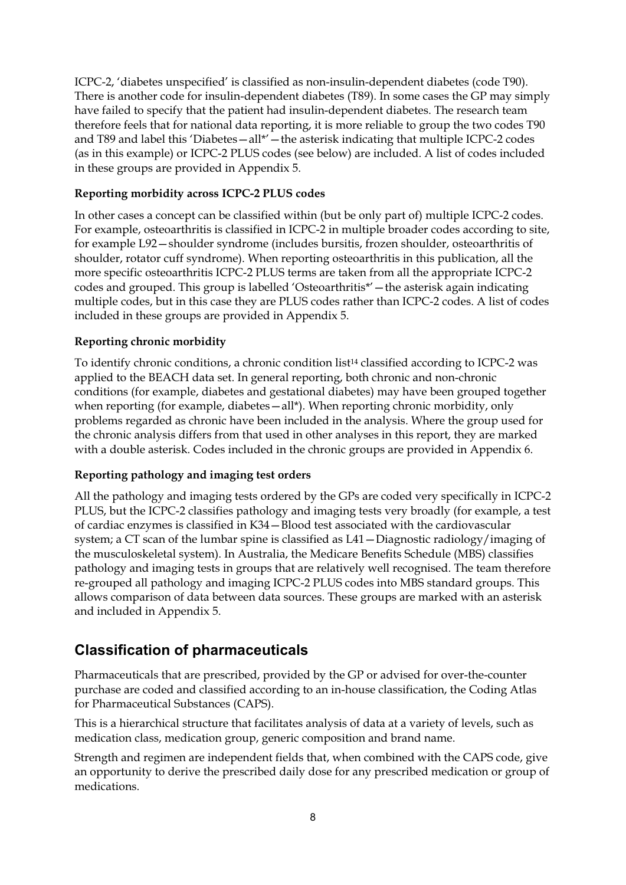ICPC-2, 'diabetes unspecified' is classified as non-insulin-dependent diabetes (code T90). There is another code for insulin-dependent diabetes (T89). In some cases the GP may simply have failed to specify that the patient had insulin-dependent diabetes. The research team therefore feels that for national data reporting, it is more reliable to group the two codes T90 and T89 and label this 'Diabetes—all*'—the asterisk indicating that multiple ICPC-2 codes (as in this example) or ICPC-2 PLUS codes (see below) are included. A list of codes included in these groups are provided in Appendix 5.

**Reporting morbidity across ICPC-2 PLUS codes**

In other cases a concept can be classified within (but be only part of) multiple ICPC-2 codes. For example, osteoarthritis is classified in ICPC-2 in multiple broader codes according to site, for example L92—shoulder syndrome (includes bursitis, frozen shoulder, osteoarthritis of shoulder, rotator cuff syndrome). When reporting osteoarthritis in this publication, all the more specific osteoarthritis ICPC-2 PLUS terms are taken from all the appropriate ICPC-2 codes and grouped. This group is labelled 'Osteoarthritis*'—the asterisk again indicating multiple codes, but in this case they are PLUS codes rather than ICPC-2 codes. A list of codes included in these groups are provided in Appendix 5.

**Reporting chronic morbidity**

To identify chronic conditions, a chronic condition list[14] classified according to ICPC-2 was applied to the BEACH data set. In general reporting, both chronic and non-chronic conditions (for example, diabetes and gestational diabetes) may have been grouped together when reporting (for example, diabetes—all*). When reporting chronic morbidity, only problems regarded as chronic have been included in the analysis. Where the group used for the chronic analysis differs from that used in other analyses in this report, they are marked with a double asterisk. Codes included in the chronic groups are provided in Appendix 6.

**Reporting pathology and imaging test orders**

All the pathology and imaging tests ordered by the GPs are coded very specifically in ICPC-2 PLUS, but the ICPC-2 classifies pathology and imaging tests very broadly (for example, a test of cardiac enzymes is classified in K34—Blood test associated with the cardiovascular system; a CT scan of the lumbar spine is classified as L41—Diagnostic radiology/imaging of the musculoskeletal system). In Australia, the Medicare Benefits Schedule (MBS) classifies pathology and imaging tests in groups that are relatively well recognised. The team therefore re-grouped all pathology and imaging ICPC-2 PLUS codes into MBS standard groups. This allows comparison of data between data sources. These groups are marked with an asterisk and included in Appendix 5.

## Classification of pharmaceuticals

Pharmaceuticals that are prescribed, provided by the GP or advised for over-the-counter purchase are coded and classified according to an in-house classification, the Coding Atlas for Pharmaceutical Substances (CAPS).

This is a hierarchical structure that facilitates analysis of data at a variety of levels, such as medication class, medication group, generic composition and brand name.

Strength and regimen are independent fields that, when combined with the CAPS code, give an opportunity to derive the prescribed daily dose for any prescribed medication or group of medications.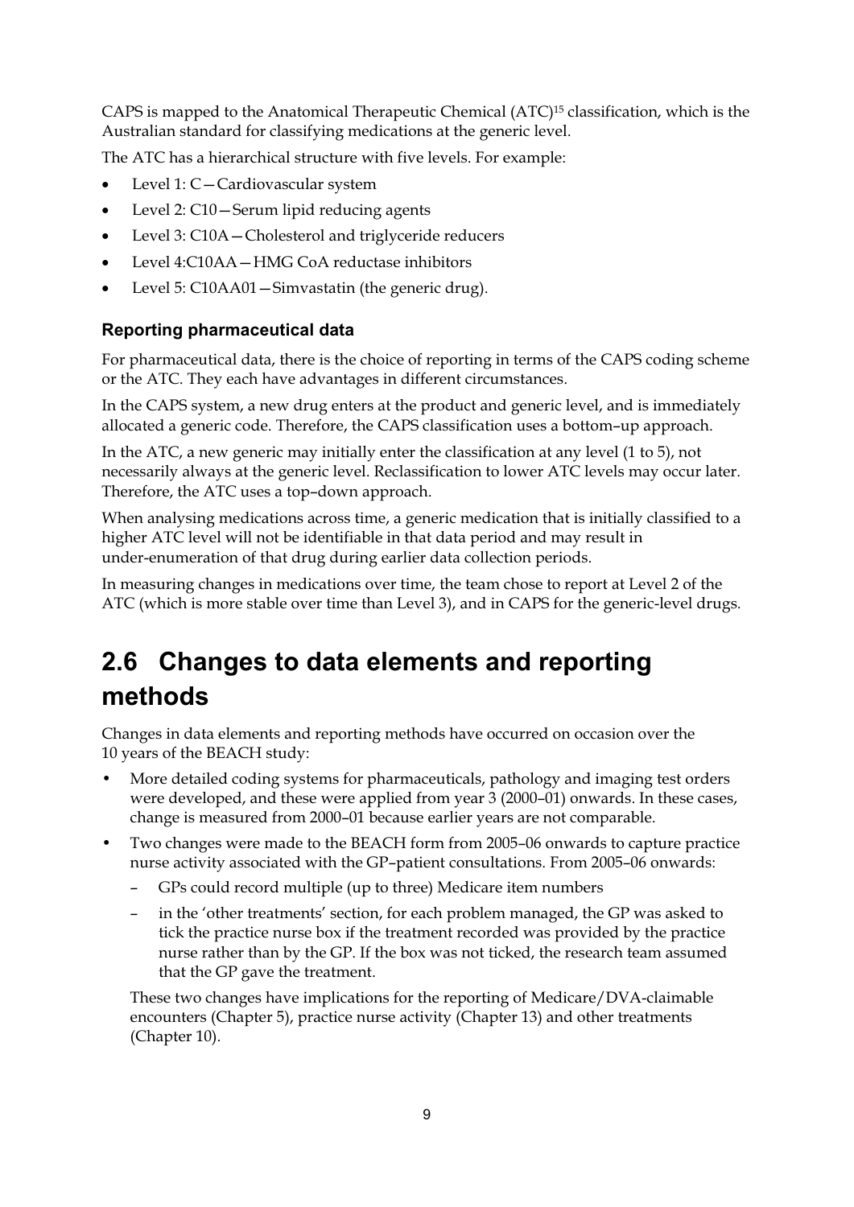CAPS is mapped to the Anatomical Therapeutic Chemical (ATC)[15] classification, which is the Australian standard for classifying medications at the generic level.

The ATC has a hierarchical structure with five levels. For example:

- Level 1: C—Cardiovascular system
- Level 2: C10—Serum lipid reducing agents
- Level 3: C10A—Cholesterol and triglyceride reducers
- Level 4:C10AA—HMG CoA reductase inhibitors
- Level 5: C10AA01—Simvastatin (the generic drug).

### Reporting pharmaceutical data

For pharmaceutical data, there is the choice of reporting in terms of the CAPS coding scheme or the ATC. They each have advantages in different circumstances.

In the CAPS system, a new drug enters at the product and generic level, and is immediately allocated a generic code. Therefore, the CAPS classification uses a bottom–up approach.

In the ATC, a new generic may initially enter the classification at any level (1 to 5), not necessarily always at the generic level. Reclassification to lower ATC levels may occur later. Therefore, the ATC uses a top–down approach.

When analysing medications across time, a generic medication that is initially classified to a higher ATC level will not be identifiable in that data period and may result in under-enumeration of that drug during earlier data collection periods.

In measuring changes in medications over time, the team chose to report at Level 2 of the ATC (which is more stable over time than Level 3), and in CAPS for the generic-level drugs.

## 2.6 Changes to data elements and reporting methods

Changes in data elements and reporting methods have occurred on occasion over the 10 years of the BEACH study:

- More detailed coding systems for pharmaceuticals, pathology and imaging test orders were developed, and these were applied from year 3 (2000–01) onwards. In these cases, change is measured from 2000–01 because earlier years are not comparable.
- Two changes were made to the BEACH form from 2005–06 onwards to capture practice nurse activity associated with the GP–patient consultations. From 2005–06 onwards:
  - GPs could record multiple (up to three) Medicare item numbers
  - in the 'other treatments' section, for each problem managed, the GP was asked to tick the practice nurse box if the treatment recorded was provided by the practice nurse rather than by the GP. If the box was not ticked, the research team assumed that the GP gave the treatment.

  These two changes have implications for the reporting of Medicare/DVA-claimable encounters (Chapter 5), practice nurse activity (Chapter 13) and other treatments (Chapter 10).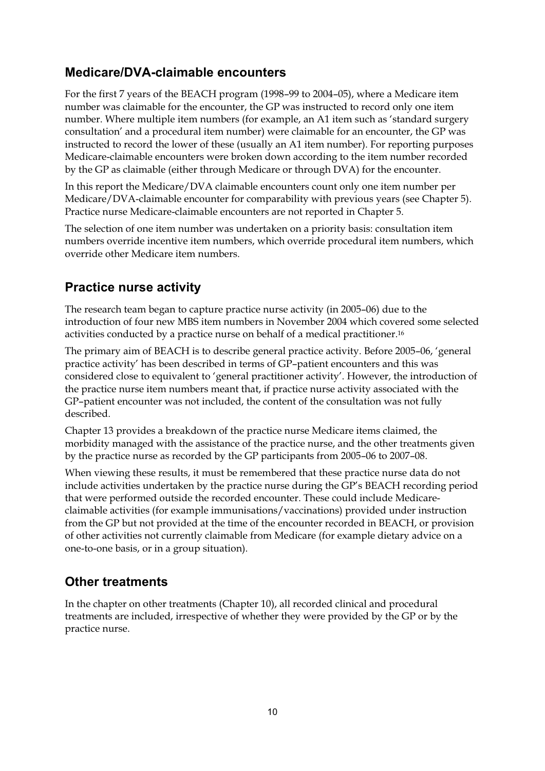## Medicare/DVA-claimable encounters

For the first 7 years of the BEACH program (1998–99 to 2004–05), where a Medicare item number was claimable for the encounter, the GP was instructed to record only one item number. Where multiple item numbers (for example, an A1 item such as 'standard surgery consultation' and a procedural item number) were claimable for an encounter, the GP was instructed to record the lower of these (usually an A1 item number). For reporting purposes Medicare-claimable encounters were broken down according to the item number recorded by the GP as claimable (either through Medicare or through DVA) for the encounter.

In this report the Medicare/DVA claimable encounters count only one item number per Medicare/DVA-claimable encounter for comparability with previous years (see Chapter 5). Practice nurse Medicare-claimable encounters are not reported in Chapter 5.

The selection of one item number was undertaken on a priority basis: consultation item numbers override incentive item numbers, which override procedural item numbers, which override other Medicare item numbers.

## Practice nurse activity

The research team began to capture practice nurse activity (in 2005–06) due to the introduction of four new MBS item numbers in November 2004 which covered some selected activities conducted by a practice nurse on behalf of a medical practitioner.[16]

The primary aim of BEACH is to describe general practice activity. Before 2005–06, 'general practice activity' has been described in terms of GP–patient encounters and this was considered close to equivalent to 'general practitioner activity'. However, the introduction of the practice nurse item numbers meant that, if practice nurse activity associated with the GP–patient encounter was not included, the content of the consultation was not fully described.

Chapter 13 provides a breakdown of the practice nurse Medicare items claimed, the morbidity managed with the assistance of the practice nurse, and the other treatments given by the practice nurse as recorded by the GP participants from 2005–06 to 2007–08.

When viewing these results, it must be remembered that these practice nurse data do not include activities undertaken by the practice nurse during the GP's BEACH recording period that were performed outside the recorded encounter. These could include Medicare-claimable activities (for example immunisations/vaccinations) provided under instruction from the GP but not provided at the time of the encounter recorded in BEACH, or provision of other activities not currently claimable from Medicare (for example dietary advice on a one-to-one basis, or in a group situation).

## Other treatments

In the chapter on other treatments (Chapter 10), all recorded clinical and procedural treatments are included, irrespective of whether they were provided by the GP or by the practice nurse.